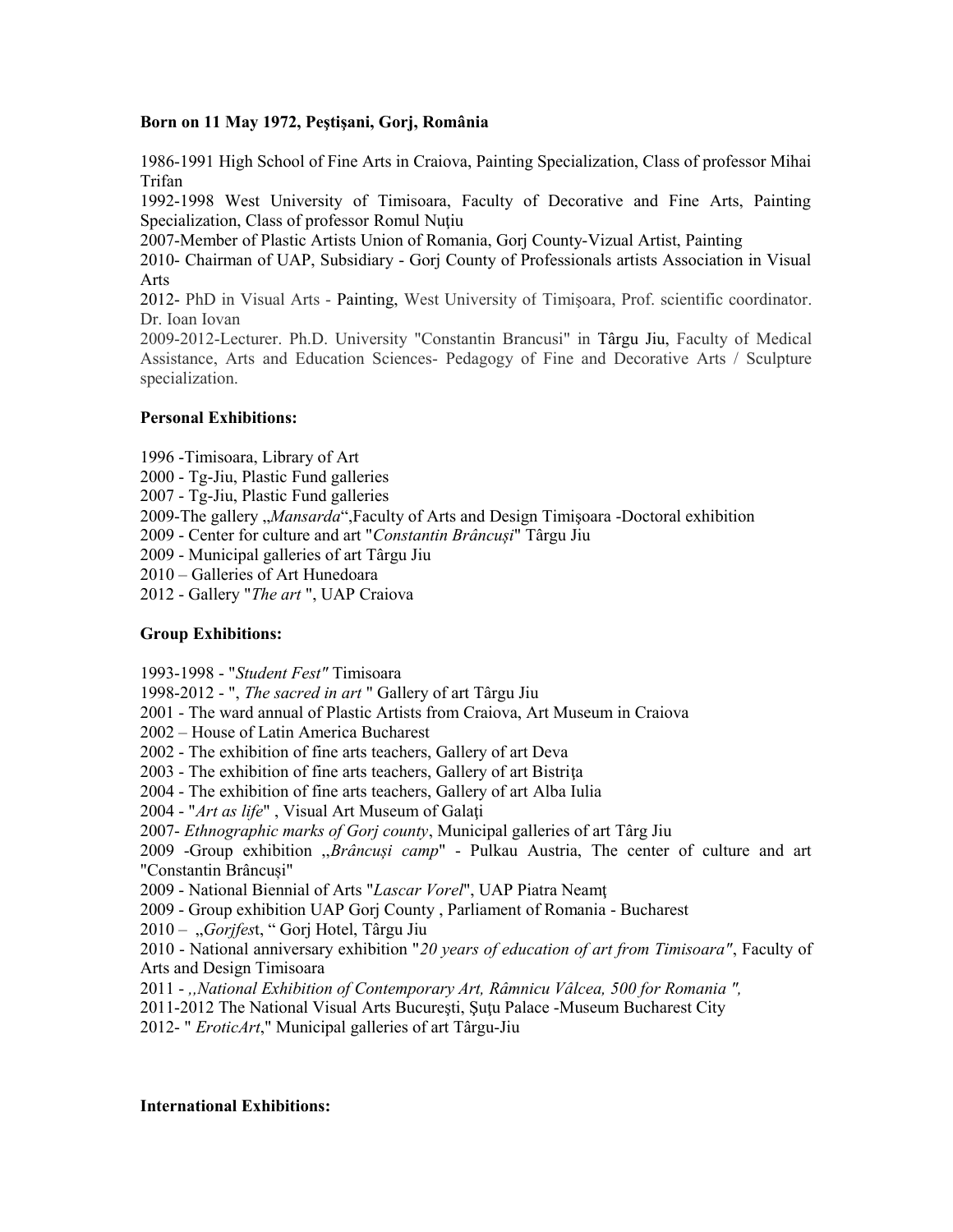**Born on 11 May 1972, Peştişani, Gorj, România**

1986-1991 High School of Fine Arts in Craiova, Painting Specialization, Class of professor Mihai Trifan
1992-1998 West University of Timisoara, Faculty of Decorative and Fine Arts, Painting Specialization, Class of professor Romul Nuţiu
2007-Member of Plastic Artists Union of Romania, Gorj County-Vizual Artist, Painting
2010- Chairman of UAP, Subsidiary - Gorj County of Professionals artists Association in Visual Arts
2012- PhD in Visual Arts - Painting, West University of Timişoara, Prof. scientific coordinator. Dr. Ioan Iovan
2009-2012-Lecturer. Ph.D. University "Constantin Brancusi" in Târgu Jiu, Faculty of Medical Assistance, Arts and Education Sciences- Pedagogy of Fine and Decorative Arts / Sculpture specialization.

**Personal Exhibitions:**

1996 -Timisoara, Library of Art
2000 - Tg-Jiu, Plastic Fund galleries
2007 - Tg-Jiu, Plastic Fund galleries
2009-The gallery „*Mansarda*",Faculty of Arts and Design Timişoara -Doctoral exhibition
2009 - Center for culture and art "*Constantin Brâncuşi*" Târgu Jiu
2009 - Municipal galleries of art Târgu Jiu
2010 – Galleries of Art Hunedoara
2012 - Gallery "*The art* ", UAP Craiova

**Group Exhibitions:**

1993-1998 - "*Student Fest"* Timisoara
1998-2012 - ", *The sacred in art* " Gallery of art Târgu Jiu
2001 - The ward annual of Plastic Artists from Craiova, Art Museum in Craiova
2002 – House of Latin America Bucharest
2002 - The exhibition of fine arts teachers, Gallery of art Deva
2003 - The exhibition of fine arts teachers, Gallery of art Bistriţa
2004 - The exhibition of fine arts teachers, Gallery of art Alba Iulia
2004 - "*Art as life*" , Visual Art Museum of Galaţi
2007- *Ethnographic marks of Gorj county*, Municipal galleries of art Târg Jiu
2009 -Group exhibition ,,*Brâncuşi camp*" - Pulkau Austria, The center of culture and art "Constantin Brâncuşi"
2009 - National Biennial of Arts "*Lascar Vorel*", UAP Piatra Neamţ
2009 - Group exhibition UAP Gorj County , Parliament of Romania - Bucharest
2010 – „*Gorjfes*t, " Gorj Hotel, Târgu Jiu
2010 - National anniversary exhibition "*20 years of education of art from Timisoara"*, Faculty of Arts and Design Timisoara
2011 - *,,National Exhibition of Contemporary Art, Râmnicu Vâlcea, 500 for Romania ",*
2011-2012 The National Visual Arts Bucureşti, Şuţu Palace -Museum Bucharest City
2012- " *EroticArt*," Municipal galleries of art Târgu-Jiu

**International Exhibitions:**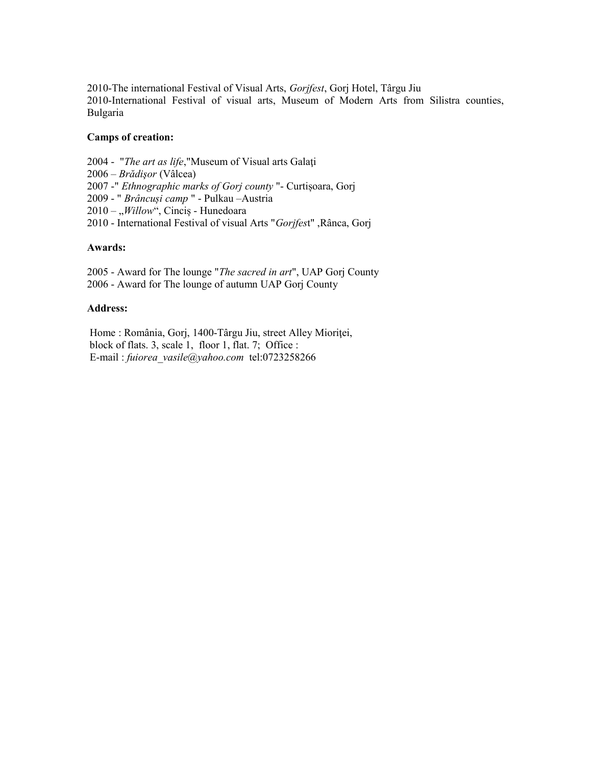2010-The international Festival of Visual Arts, *Gorjfest*, Gorj Hotel, Târgu Jiu
2010-International Festival of visual arts, Museum of Modern Arts from Silistra counties, Bulgaria

**Camps of creation:**

2004 - "*The art as life*,"Museum of Visual arts Galaţi
2006 – *Brădişor* (Vâlcea)
2007 -" *Ethnographic marks of Gorj county* "- Curtișoara, Gorj
2009 - " *Brâncuși camp* " - Pulkau –Austria
2010 – „*Willow*", Cinciș - Hunedoara
2010 - International Festival of visual Arts "*Gorjfes*t" ,Rânca, Gorj

**Awards:**

2005 - Award for The lounge "*The sacred in art*", UAP Gorj County
2006 - Award for The lounge of autumn UAP Gorj County

**Address:**

Home : România, Gorj, 1400-Târgu Jiu, street Alley Mioriţei,
block of flats. 3, scale 1, floor 1, flat. 7; Office :
E-mail : *fuiorea_vasile@yahoo.com* tel:0723258266